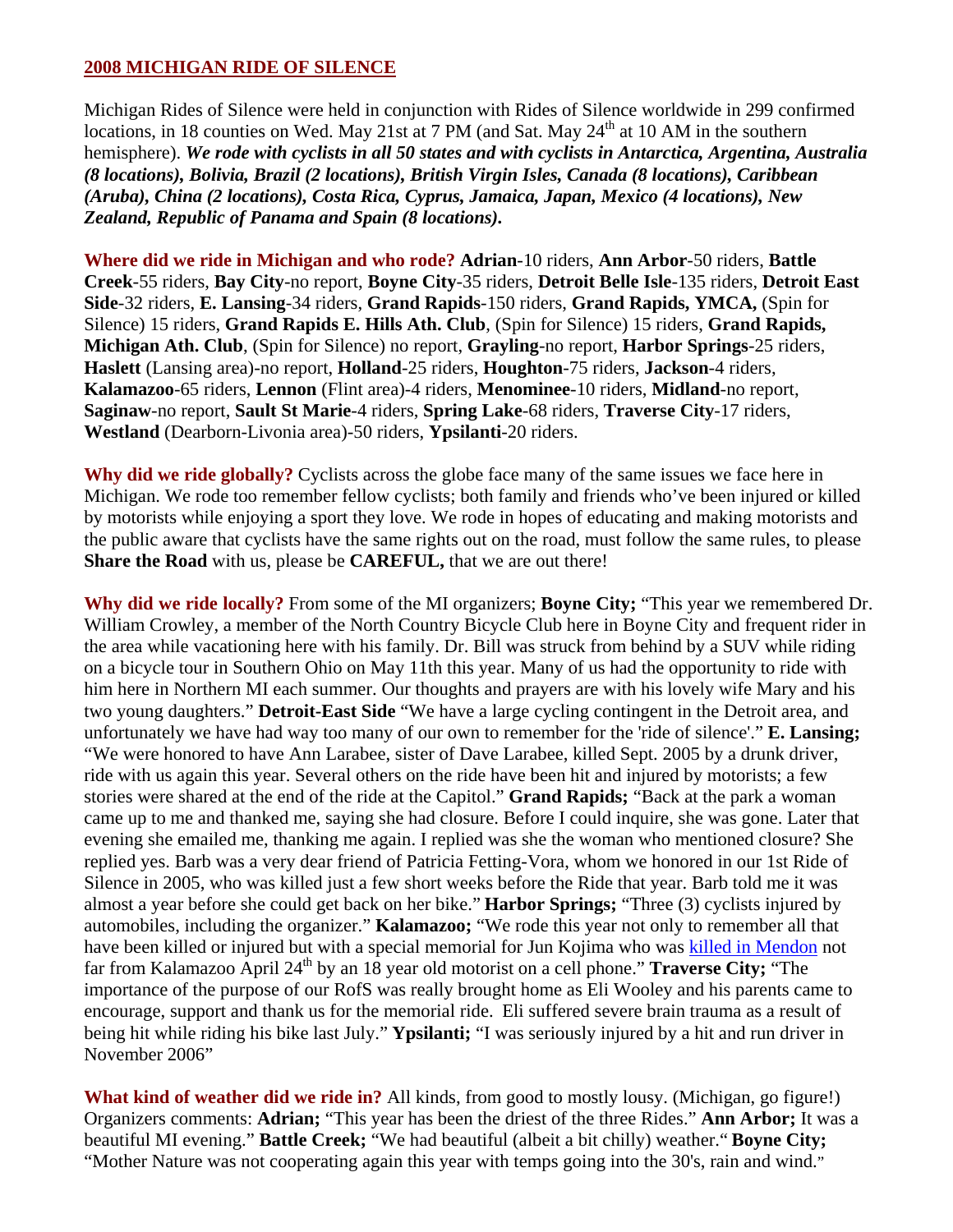## 2008 MICHIGAN RIDE OF SILENCE

Michigan Rides of Silence were held in conjunction with Rides of Silence worldwide in 299 confirmed locations, in 18 counties on Wed. May 21st at 7 PM (and Sat. May 24th at 10 AM in the southern hemisphere). ***We rode with cyclists in all 50 states and with cyclists in Antarctica, Argentina, Australia (8 locations), Bolivia, Brazil (2 locations), British Virgin Isles, Canada (8 locations), Caribbean (Aruba), China (2 locations), Costa Rica, Cyprus, Jamaica, Japan, Mexico (4 locations), New Zealand, Republic of Panama and Spain (8 locations).***

**Where did we ride in Michigan and who rode?** **Adrian**-10 riders, **Ann Arbor**-50 riders, **Battle Creek**-55 riders, **Bay City**-no report, **Boyne City**-35 riders, **Detroit Belle Isle**-135 riders, **Detroit East Side**-32 riders, **E. Lansing**-34 riders, **Grand Rapids**-150 riders, **Grand Rapids, YMCA,** (Spin for Silence) 15 riders, **Grand Rapids E. Hills Ath. Club**, (Spin for Silence) 15 riders, **Grand Rapids, Michigan Ath. Club**, (Spin for Silence) no report, **Grayling**-no report, **Harbor Springs**-25 riders, **Haslett** (Lansing area)-no report, **Holland**-25 riders, **Houghton**-75 riders, **Jackson**-4 riders, **Kalamazoo**-65 riders, **Lennon** (Flint area)-4 riders, **Menominee**-10 riders, **Midland**-no report, **Saginaw**-no report, **Sault St Marie**-4 riders, **Spring Lake**-68 riders, **Traverse City**-17 riders, **Westland** (Dearborn-Livonia area)-50 riders, **Ypsilanti**-20 riders.

**Why did we ride globally?** Cyclists across the globe face many of the same issues we face here in Michigan. We rode too remember fellow cyclists; both family and friends who've been injured or killed by motorists while enjoying a sport they love. We rode in hopes of educating and making motorists and the public aware that cyclists have the same rights out on the road, must follow the same rules, to please **Share the Road** with us, please be **CAREFUL,** that we are out there!

**Why did we ride locally?** From some of the MI organizers; **Boyne City;** "This year we remembered Dr. William Crowley, a member of the North Country Bicycle Club here in Boyne City and frequent rider in the area while vacationing here with his family. Dr. Bill was struck from behind by a SUV while riding on a bicycle tour in Southern Ohio on May 11th this year. Many of us had the opportunity to ride with him here in Northern MI each summer. Our thoughts and prayers are with his lovely wife Mary and his two young daughters." **Detroit-East Side** "We have a large cycling contingent in the Detroit area, and unfortunately we have had way too many of our own to remember for the 'ride of silence'." **E. Lansing;** "We were honored to have Ann Larabee, sister of Dave Larabee, killed Sept. 2005 by a drunk driver, ride with us again this year. Several others on the ride have been hit and injured by motorists; a few stories were shared at the end of the ride at the Capitol." **Grand Rapids;** "Back at the park a woman came up to me and thanked me, saying she had closure. Before I could inquire, she was gone. Later that evening she emailed me, thanking me again. I replied was she the woman who mentioned closure? She replied yes. Barb was a very dear friend of Patricia Fetting-Vora, whom we honored in our 1st Ride of Silence in 2005, who was killed just a few short weeks before the Ride that year. Barb told me it was almost a year before she could get back on her bike." **Harbor Springs;** "Three (3) cyclists injured by automobiles, including the organizer." **Kalamazoo;** "We rode this year not only to remember all that have been killed or injured but with a special memorial for Jun Kojima who was killed in Mendon not far from Kalamazoo April 24th by an 18 year old motorist on a cell phone." **Traverse City;** "The importance of the purpose of our RofS was really brought home as Eli Wooley and his parents came to encourage, support and thank us for the memorial ride. Eli suffered severe brain trauma as a result of being hit while riding his bike last July." **Ypsilanti;** "I was seriously injured by a hit and run driver in November 2006"

**What kind of weather did we ride in?** All kinds, from good to mostly lousy. (Michigan, go figure!) Organizers comments: **Adrian;** "This year has been the driest of the three Rides." **Ann Arbor;** It was a beautiful MI evening." **Battle Creek;** "We had beautiful (albeit a bit chilly) weather." **Boyne City;** "Mother Nature was not cooperating again this year with temps going into the 30's, rain and wind."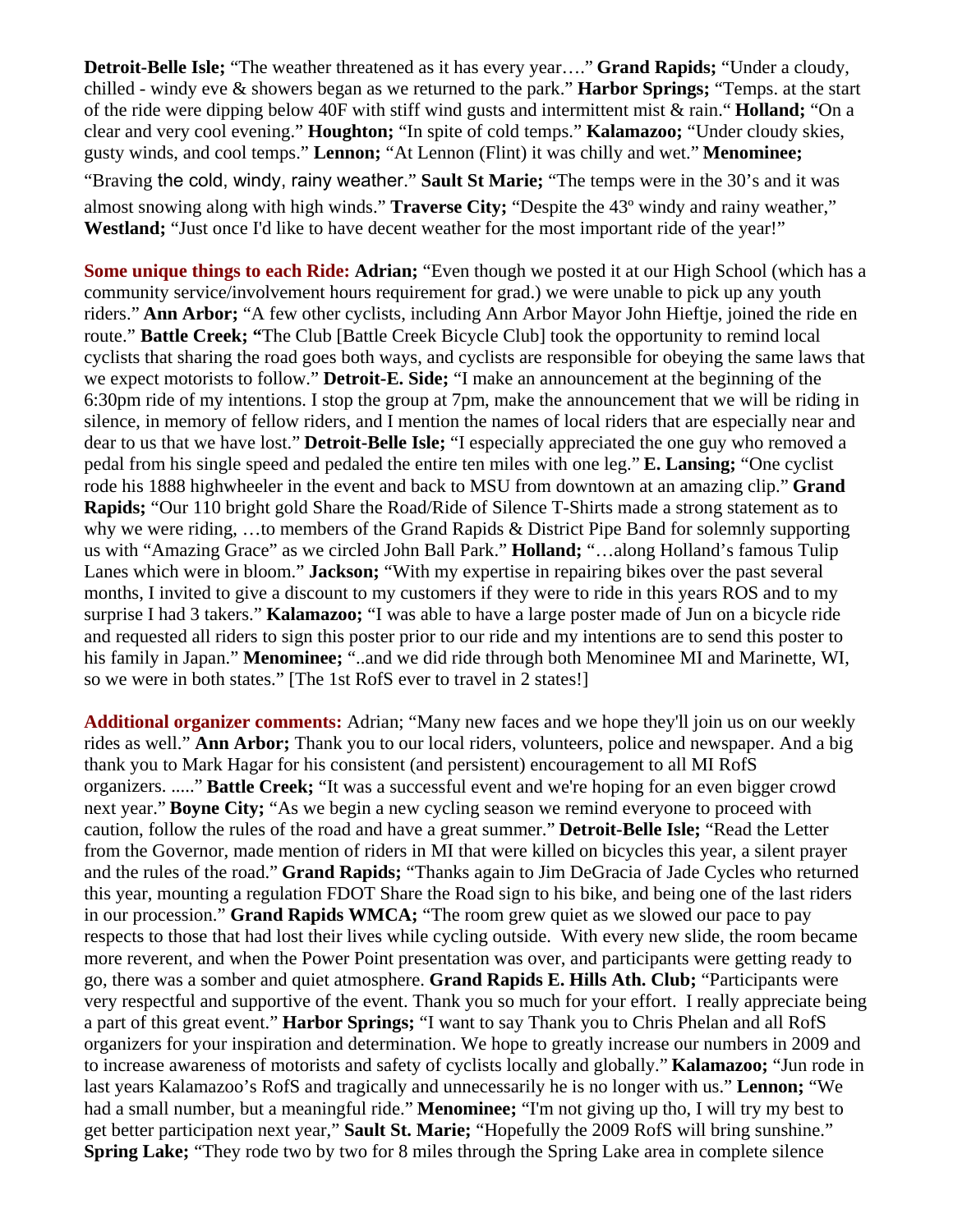**Detroit-Belle Isle;** "The weather threatened as it has every year…." **Grand Rapids;** "Under a cloudy, chilled - windy eve & showers began as we returned to the park." **Harbor Springs;** "Temps. at the start of the ride were dipping below 40F with stiff wind gusts and intermittent mist & rain." **Holland;** "On a clear and very cool evening." **Houghton;** "In spite of cold temps." **Kalamazoo;** "Under cloudy skies, gusty winds, and cool temps." **Lennon;** "At Lennon (Flint) it was chilly and wet." **Menominee;** "Braving the cold, windy, rainy weather." **Sault St Marie;** "The temps were in the 30's and it was almost snowing along with high winds." **Traverse City;** "Despite the 43º windy and rainy weather," **Westland;** "Just once I'd like to have decent weather for the most important ride of the year!"

**Some unique things to each Ride:** **Adrian;** "Even though we posted it at our High School (which has a community service/involvement hours requirement for grad.) we were unable to pick up any youth riders." **Ann Arbor;** "A few other cyclists, including Ann Arbor Mayor John Hieftje, joined the ride en route." **Battle Creek; "**The Club [Battle Creek Bicycle Club] took the opportunity to remind local cyclists that sharing the road goes both ways, and cyclists are responsible for obeying the same laws that we expect motorists to follow." **Detroit-E. Side;** "I make an announcement at the beginning of the 6:30pm ride of my intentions. I stop the group at 7pm, make the announcement that we will be riding in silence, in memory of fellow riders, and I mention the names of local riders that are especially near and dear to us that we have lost." **Detroit-Belle Isle;** "I especially appreciated the one guy who removed a pedal from his single speed and pedaled the entire ten miles with one leg." **E. Lansing;** "One cyclist rode his 1888 highwheeler in the event and back to MSU from downtown at an amazing clip." **Grand Rapids;** "Our 110 bright gold Share the Road/Ride of Silence T-Shirts made a strong statement as to why we were riding, …to members of the Grand Rapids & District Pipe Band for solemnly supporting us with "Amazing Grace" as we circled John Ball Park." **Holland;** "…along Holland's famous Tulip Lanes which were in bloom." **Jackson;** "With my expertise in repairing bikes over the past several months, I invited to give a discount to my customers if they were to ride in this years ROS and to my surprise I had 3 takers." **Kalamazoo;** "I was able to have a large poster made of Jun on a bicycle ride and requested all riders to sign this poster prior to our ride and my intentions are to send this poster to his family in Japan." **Menominee;** "..and we did ride through both Menominee MI and Marinette, WI, so we were in both states." [The 1st RofS ever to travel in 2 states!]

**Additional organizer comments:** Adrian; "Many new faces and we hope they'll join us on our weekly rides as well." **Ann Arbor;** Thank you to our local riders, volunteers, police and newspaper. And a big thank you to Mark Hagar for his consistent (and persistent) encouragement to all MI RofS organizers. ....." **Battle Creek;** "It was a successful event and we're hoping for an even bigger crowd next year." **Boyne City;** "As we begin a new cycling season we remind everyone to proceed with caution, follow the rules of the road and have a great summer." **Detroit-Belle Isle;** "Read the Letter from the Governor, made mention of riders in MI that were killed on bicycles this year, a silent prayer and the rules of the road." **Grand Rapids;** "Thanks again to Jim DeGracia of Jade Cycles who returned this year, mounting a regulation FDOT Share the Road sign to his bike, and being one of the last riders in our procession." **Grand Rapids WMCA;** "The room grew quiet as we slowed our pace to pay respects to those that had lost their lives while cycling outside. With every new slide, the room became more reverent, and when the Power Point presentation was over, and participants were getting ready to go, there was a somber and quiet atmosphere. **Grand Rapids E. Hills Ath. Club;** "Participants were very respectful and supportive of the event. Thank you so much for your effort. I really appreciate being a part of this great event." **Harbor Springs;** "I want to say Thank you to Chris Phelan and all RofS organizers for your inspiration and determination. We hope to greatly increase our numbers in 2009 and to increase awareness of motorists and safety of cyclists locally and globally." **Kalamazoo;** "Jun rode in last years Kalamazoo's RofS and tragically and unnecessarily he is no longer with us." **Lennon;** "We had a small number, but a meaningful ride." **Menominee;** "I'm not giving up tho, I will try my best to get better participation next year," **Sault St. Marie;** "Hopefully the 2009 RofS will bring sunshine." **Spring Lake;** "They rode two by two for 8 miles through the Spring Lake area in complete silence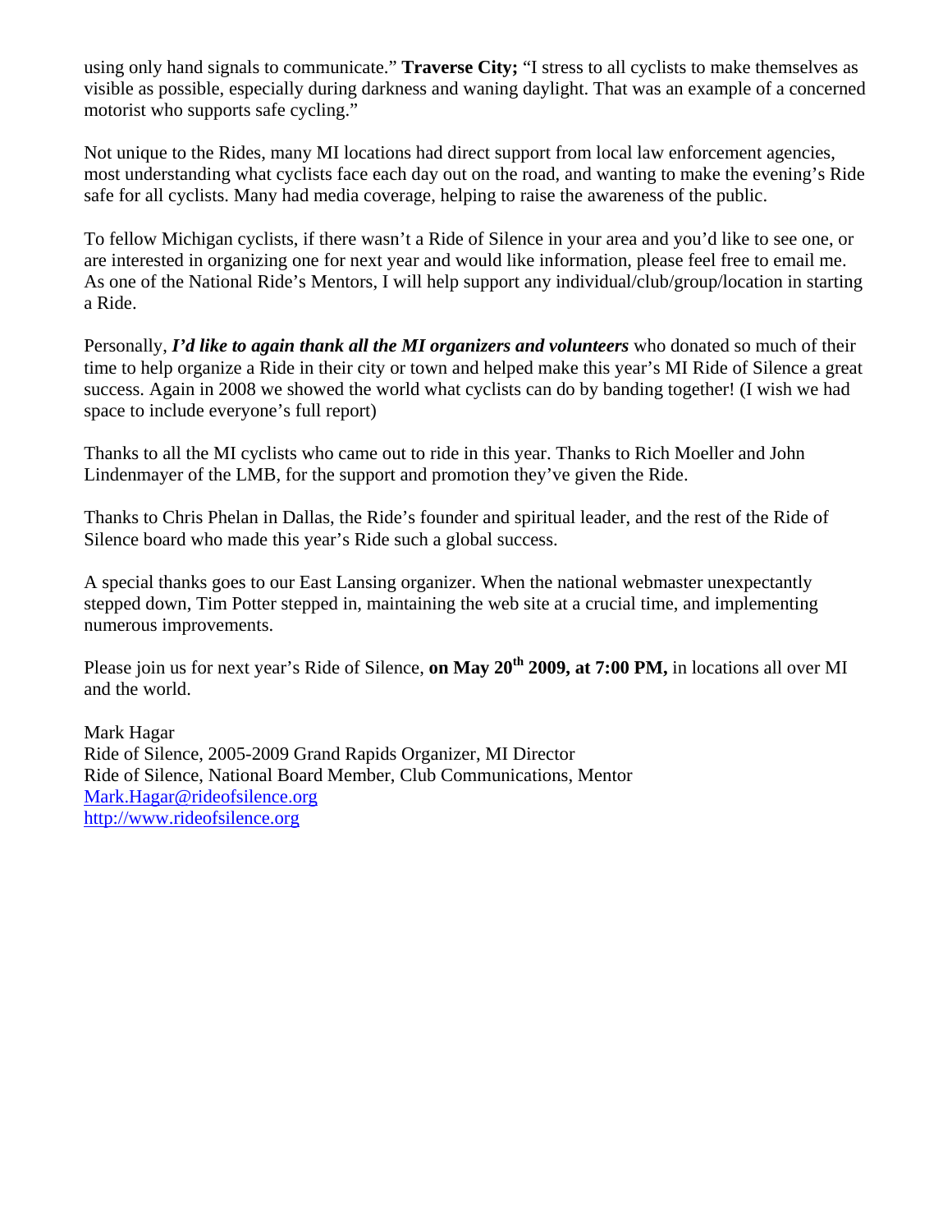using only hand signals to communicate." **Traverse City;** "I stress to all cyclists to make themselves as visible as possible, especially during darkness and waning daylight. That was an example of a concerned motorist who supports safe cycling."

Not unique to the Rides, many MI locations had direct support from local law enforcement agencies, most understanding what cyclists face each day out on the road, and wanting to make the evening's Ride safe for all cyclists. Many had media coverage, helping to raise the awareness of the public.

To fellow Michigan cyclists, if there wasn't a Ride of Silence in your area and you'd like to see one, or are interested in organizing one for next year and would like information, please feel free to email me. As one of the National Ride's Mentors, I will help support any individual/club/group/location in starting a Ride.

Personally, ***I'd like to again thank all the MI organizers and volunteers*** who donated so much of their time to help organize a Ride in their city or town and helped make this year's MI Ride of Silence a great success. Again in 2008 we showed the world what cyclists can do by banding together! (I wish we had space to include everyone's full report)

Thanks to all the MI cyclists who came out to ride in this year. Thanks to Rich Moeller and John Lindenmayer of the LMB, for the support and promotion they've given the Ride.

Thanks to Chris Phelan in Dallas, the Ride's founder and spiritual leader, and the rest of the Ride of Silence board who made this year's Ride such a global success.

A special thanks goes to our East Lansing organizer. When the national webmaster unexpectantly stepped down, Tim Potter stepped in, maintaining the web site at a crucial time, and implementing numerous improvements.

Please join us for next year's Ride of Silence, **on May 20th 2009, at 7:00 PM,** in locations all over MI and the world.

Mark Hagar
Ride of Silence, 2005-2009 Grand Rapids Organizer, MI Director
Ride of Silence, National Board Member, Club Communications, Mentor
Mark.Hagar@rideofsilence.org
http://www.rideofsilence.org